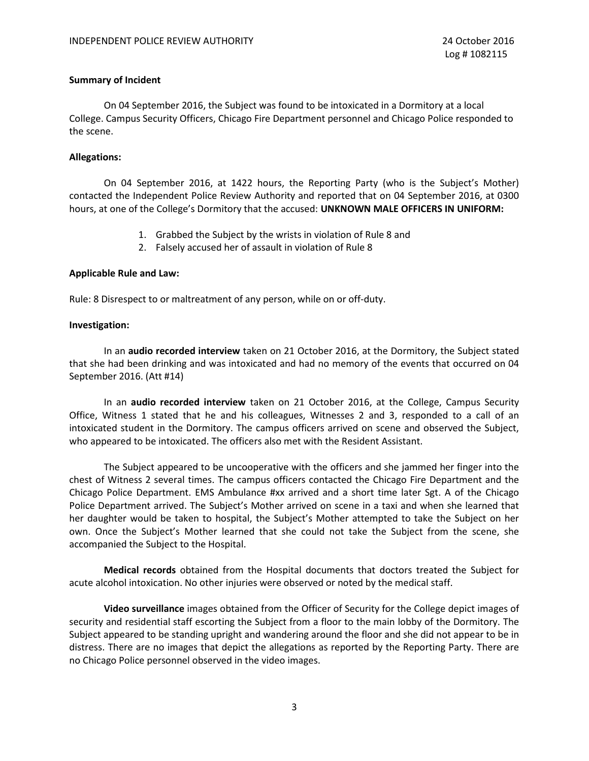**Summary of Incident**

On 04 September 2016, the Subject was found to be intoxicated in a Dormitory at a local College. Campus Security Officers, Chicago Fire Department personnel and Chicago Police responded to the scene.

**Allegations:**

On 04 September 2016, at 1422 hours, the Reporting Party (who is the Subject's Mother) contacted the Independent Police Review Authority and reported that on 04 September 2016, at 0300 hours, at one of the College's Dormitory that the accused: **UNKNOWN MALE OFFICERS IN UNIFORM:**

1. Grabbed the Subject by the wrists in violation of Rule 8 and
2. Falsely accused her of assault in violation of Rule 8

**Applicable Rule and Law:**

Rule: 8 Disrespect to or maltreatment of any person, while on or off-duty.

**Investigation:**

In an **audio recorded interview** taken on 21 October 2016, at the Dormitory, the Subject stated that she had been drinking and was intoxicated and had no memory of the events that occurred on 04 September 2016. (Att #14)

In an **audio recorded interview** taken on 21 October 2016, at the College, Campus Security Office, Witness 1 stated that he and his colleagues, Witnesses 2 and 3, responded to a call of an intoxicated student in the Dormitory. The campus officers arrived on scene and observed the Subject, who appeared to be intoxicated. The officers also met with the Resident Assistant.

The Subject appeared to be uncooperative with the officers and she jammed her finger into the chest of Witness 2 several times. The campus officers contacted the Chicago Fire Department and the Chicago Police Department. EMS Ambulance #xx arrived and a short time later Sgt. A of the Chicago Police Department arrived. The Subject's Mother arrived on scene in a taxi and when she learned that her daughter would be taken to hospital, the Subject's Mother attempted to take the Subject on her own. Once the Subject's Mother learned that she could not take the Subject from the scene, she accompanied the Subject to the Hospital.

**Medical records** obtained from the Hospital documents that doctors treated the Subject for acute alcohol intoxication. No other injuries were observed or noted by the medical staff.

**Video surveillance** images obtained from the Officer of Security for the College depict images of security and residential staff escorting the Subject from a floor to the main lobby of the Dormitory. The Subject appeared to be standing upright and wandering around the floor and she did not appear to be in distress. There are no images that depict the allegations as reported by the Reporting Party. There are no Chicago Police personnel observed in the video images.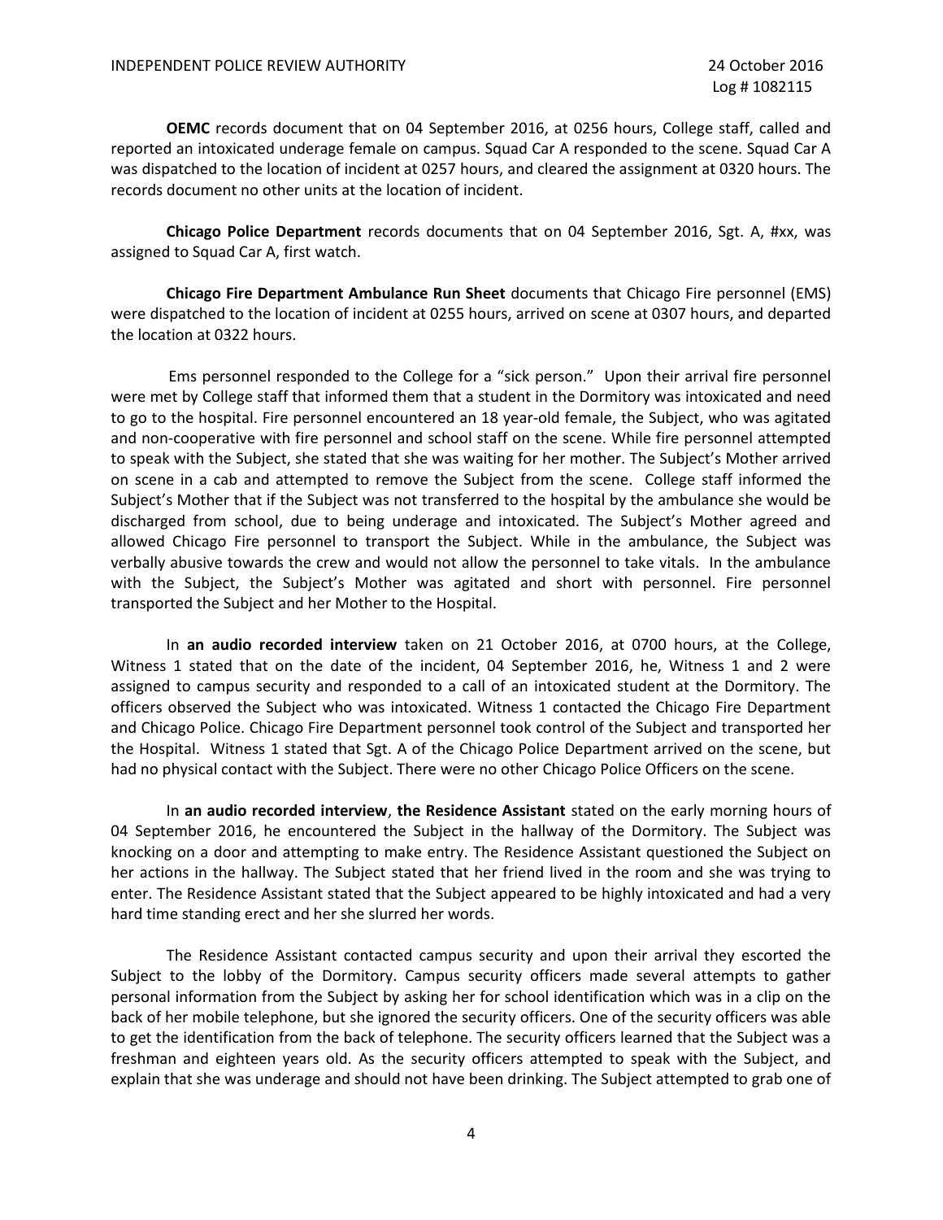**OEMC** records document that on 04 September 2016, at 0256 hours, College staff, called and reported an intoxicated underage female on campus. Squad Car A responded to the scene. Squad Car A was dispatched to the location of incident at 0257 hours, and cleared the assignment at 0320 hours. The records document no other units at the location of incident.

**Chicago Police Department** records documents that on 04 September 2016, Sgt. A, #xx, was assigned to Squad Car A, first watch.

**Chicago Fire Department Ambulance Run Sheet** documents that Chicago Fire personnel (EMS) were dispatched to the location of incident at 0255 hours, arrived on scene at 0307 hours, and departed the location at 0322 hours.

Ems personnel responded to the College for a "sick person." Upon their arrival fire personnel were met by College staff that informed them that a student in the Dormitory was intoxicated and need to go to the hospital. Fire personnel encountered an 18 year-old female, the Subject, who was agitated and non-cooperative with fire personnel and school staff on the scene. While fire personnel attempted to speak with the Subject, she stated that she was waiting for her mother. The Subject's Mother arrived on scene in a cab and attempted to remove the Subject from the scene. College staff informed the Subject's Mother that if the Subject was not transferred to the hospital by the ambulance she would be discharged from school, due to being underage and intoxicated. The Subject's Mother agreed and allowed Chicago Fire personnel to transport the Subject. While in the ambulance, the Subject was verbally abusive towards the crew and would not allow the personnel to take vitals. In the ambulance with the Subject, the Subject's Mother was agitated and short with personnel. Fire personnel transported the Subject and her Mother to the Hospital.

In **an audio recorded interview** taken on 21 October 2016, at 0700 hours, at the College, Witness 1 stated that on the date of the incident, 04 September 2016, he, Witness 1 and 2 were assigned to campus security and responded to a call of an intoxicated student at the Dormitory. The officers observed the Subject who was intoxicated. Witness 1 contacted the Chicago Fire Department and Chicago Police. Chicago Fire Department personnel took control of the Subject and transported her the Hospital. Witness 1 stated that Sgt. A of the Chicago Police Department arrived on the scene, but had no physical contact with the Subject. There were no other Chicago Police Officers on the scene.

In **an audio recorded interview**, **the Residence Assistant** stated on the early morning hours of 04 September 2016, he encountered the Subject in the hallway of the Dormitory. The Subject was knocking on a door and attempting to make entry. The Residence Assistant questioned the Subject on her actions in the hallway. The Subject stated that her friend lived in the room and she was trying to enter. The Residence Assistant stated that the Subject appeared to be highly intoxicated and had a very hard time standing erect and her she slurred her words.

The Residence Assistant contacted campus security and upon their arrival they escorted the Subject to the lobby of the Dormitory. Campus security officers made several attempts to gather personal information from the Subject by asking her for school identification which was in a clip on the back of her mobile telephone, but she ignored the security officers. One of the security officers was able to get the identification from the back of telephone. The security officers learned that the Subject was a freshman and eighteen years old. As the security officers attempted to speak with the Subject, and explain that she was underage and should not have been drinking. The Subject attempted to grab one of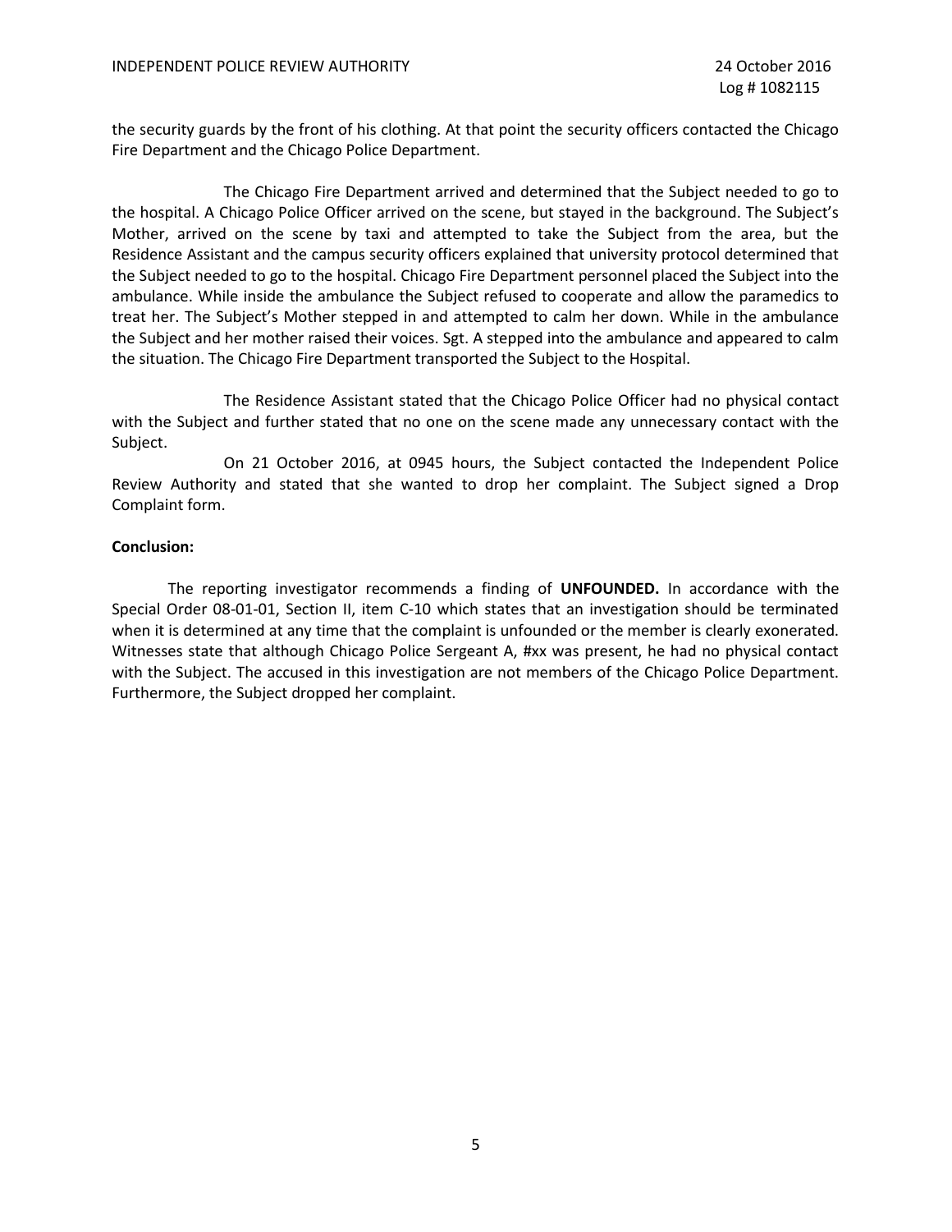the security guards by the front of his clothing. At that point the security officers contacted the Chicago Fire Department and the Chicago Police Department.

The Chicago Fire Department arrived and determined that the Subject needed to go to the hospital. A Chicago Police Officer arrived on the scene, but stayed in the background. The Subject's Mother, arrived on the scene by taxi and attempted to take the Subject from the area, but the Residence Assistant and the campus security officers explained that university protocol determined that the Subject needed to go to the hospital. Chicago Fire Department personnel placed the Subject into the ambulance. While inside the ambulance the Subject refused to cooperate and allow the paramedics to treat her. The Subject's Mother stepped in and attempted to calm her down. While in the ambulance the Subject and her mother raised their voices. Sgt. A stepped into the ambulance and appeared to calm the situation. The Chicago Fire Department transported the Subject to the Hospital.

The Residence Assistant stated that the Chicago Police Officer had no physical contact with the Subject and further stated that no one on the scene made any unnecessary contact with the Subject.

On 21 October 2016, at 0945 hours, the Subject contacted the Independent Police Review Authority and stated that she wanted to drop her complaint. The Subject signed a Drop Complaint form.

**Conclusion:**

The reporting investigator recommends a finding of **UNFOUNDED.** In accordance with the Special Order 08-01-01, Section II, item C-10 which states that an investigation should be terminated when it is determined at any time that the complaint is unfounded or the member is clearly exonerated. Witnesses state that although Chicago Police Sergeant A, #xx was present, he had no physical contact with the Subject. The accused in this investigation are not members of the Chicago Police Department. Furthermore, the Subject dropped her complaint.